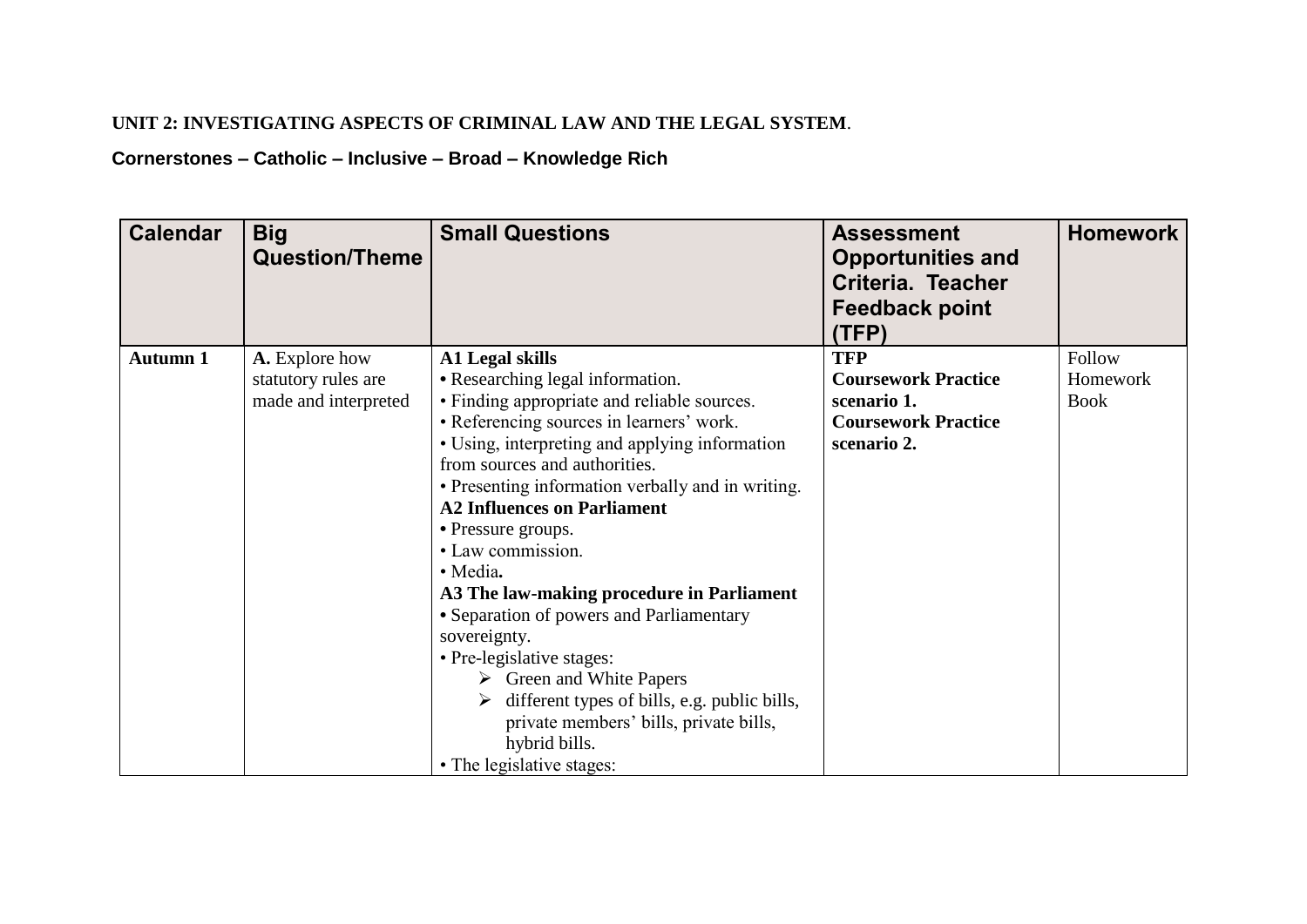**UNIT 2: INVESTIGATING ASPECTS OF CRIMINAL LAW AND THE LEGAL SYSTEM**.

**Cornerstones – Catholic – Inclusive – Broad – Knowledge Rich**

| Calendar | Big Question/Theme | Small Questions | Assessment Opportunities and Criteria. Teacher Feedback point (TFP) | Homework |
|---|---|---|---|---|
| **Autumn 1** | **A.** Explore how statutory rules are made and interpreted | **A1 Legal skills**<br>• Researching legal information.<br>• Finding appropriate and reliable sources.<br>• Referencing sources in learners' work.<br>• Using, interpreting and applying information from sources and authorities.<br>• Presenting information verbally and in writing.<br>**A2 Influences on Parliament**<br>• Pressure groups.<br>• Law commission.<br>• Media.<br>**A3 The law-making procedure in Parliament**<br>• Separation of powers and Parliamentary sovereignty.<br>• Pre-legislative stages:<br>➢ Green and White Papers<br>➢ different types of bills, e.g. public bills, private members' bills, private bills, hybrid bills.<br>• The legislative stages: | **TFP**<br>**Coursework Practice scenario 1.**<br>**Coursework Practice scenario 2.** | Follow Homework Book |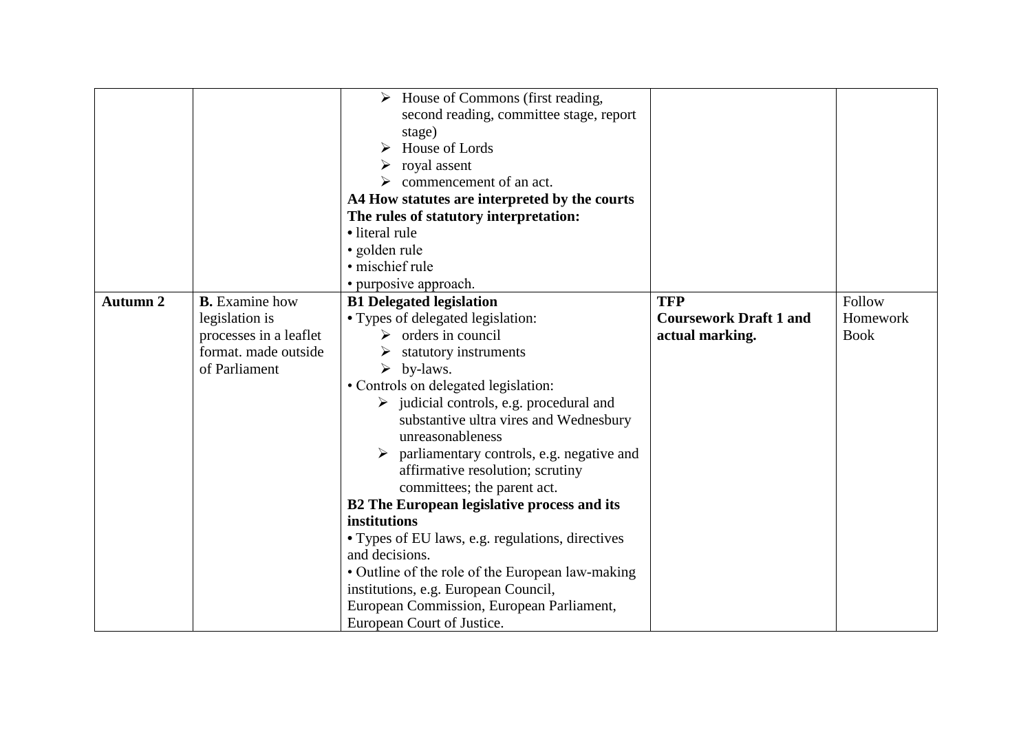|  |  |  |  |  |
|---|---|---|---|---|
|  |  | ➢ House of Commons (first reading, second reading, committee stage, report stage)<br>➢ House of Lords<br>➢ royal assent<br>➢ commencement of an act.<br>**A4 How statutes are interpreted by the courts**<br>**The rules of statutory interpretation:**<br>• literal rule<br>• golden rule<br>• mischief rule<br>• purposive approach. |  |  |
| **Autumn 2** | **B.** Examine how legislation is processes in a leaflet format. made outside of Parliament | **B1 Delegated legislation**<br>• Types of delegated legislation:<br>➢ orders in council<br>➢ statutory instruments<br>➢ by-laws.<br>• Controls on delegated legislation:<br>➢ judicial controls, e.g. procedural and substantive ultra vires and Wednesbury unreasonableness<br>➢ parliamentary controls, e.g. negative and affirmative resolution; scrutiny committees; the parent act.<br>**B2 The European legislative process and its institutions**<br>• Types of EU laws, e.g. regulations, directives and decisions.<br>• Outline of the role of the European law-making institutions, e.g. European Council, European Commission, European Parliament, European Court of Justice. | **TFP**<br>**Coursework Draft 1 and actual marking.** | Follow Homework Book |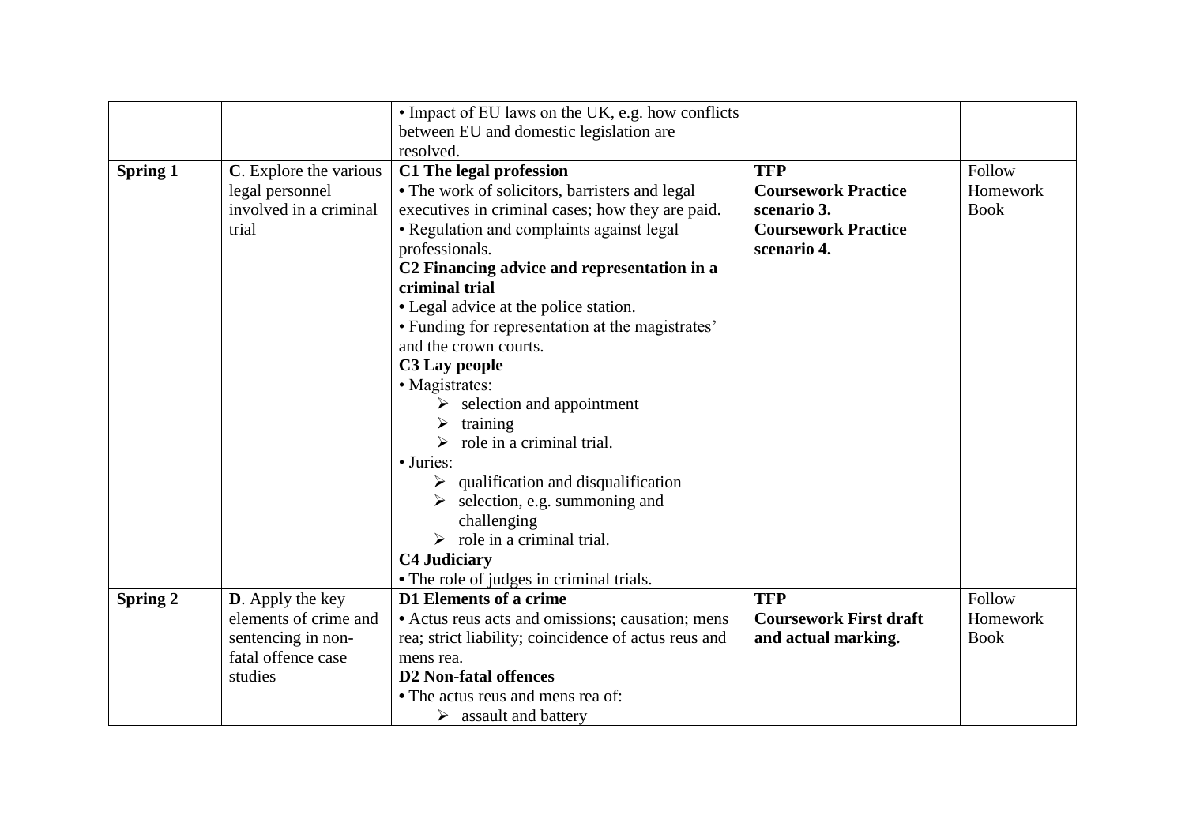| | | | | |
|---|---|---|---|---|
| | | • Impact of EU laws on the UK, e.g. how conflicts between EU and domestic legislation are resolved. | | |
| **Spring 1** | **C**. Explore the various legal personnel involved in a criminal trial | **C1 The legal profession**<br>• The work of solicitors, barristers and legal executives in criminal cases; how they are paid.<br>• Regulation and complaints against legal professionals.<br>**C2 Financing advice and representation in a criminal trial**<br>• Legal advice at the police station.<br>• Funding for representation at the magistrates' and the crown courts.<br>**C3 Lay people**<br>• Magistrates:<br>➢ selection and appointment<br>➢ training<br>➢ role in a criminal trial.<br>• Juries:<br>➢ qualification and disqualification<br>➢ selection, e.g. summoning and challenging<br>➢ role in a criminal trial.<br>**C4 Judiciary**<br>• The role of judges in criminal trials. | **TFP**<br>**Coursework Practice scenario 3.**<br>**Coursework Practice scenario 4.** | Follow Homework Book |
| **Spring 2** | **D**. Apply the key elements of crime and sentencing in non-fatal offence case studies | **D1 Elements of a crime**<br>• Actus reus acts and omissions; causation; mens rea; strict liability; coincidence of actus reus and mens rea.<br>**D2 Non-fatal offences**<br>• The actus reus and mens rea of:<br>➢ assault and battery | **TFP**<br>**Coursework First draft and actual marking.** | Follow Homework Book |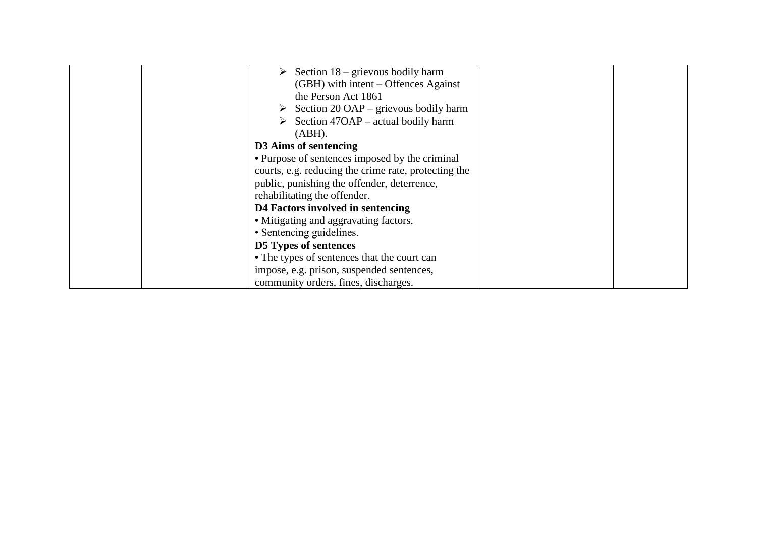| | | | | |
|---|---|---|---|---|
| | | ➢ Section 18 – grievous bodily harm (GBH) with intent – Offences Against the Person Act 1861<br>➢ Section 20 OAP – grievous bodily harm<br>➢ Section 47OAP – actual bodily harm (ABH).<br>**D3 Aims of sentencing**<br>• Purpose of sentences imposed by the criminal courts, e.g. reducing the crime rate, protecting the public, punishing the offender, deterrence, rehabilitating the offender.<br>**D4 Factors involved in sentencing**<br>• Mitigating and aggravating factors.<br>• Sentencing guidelines.<br>**D5 Types of sentences**<br>• The types of sentences that the court can impose, e.g. prison, suspended sentences, community orders, fines, discharges. | | |